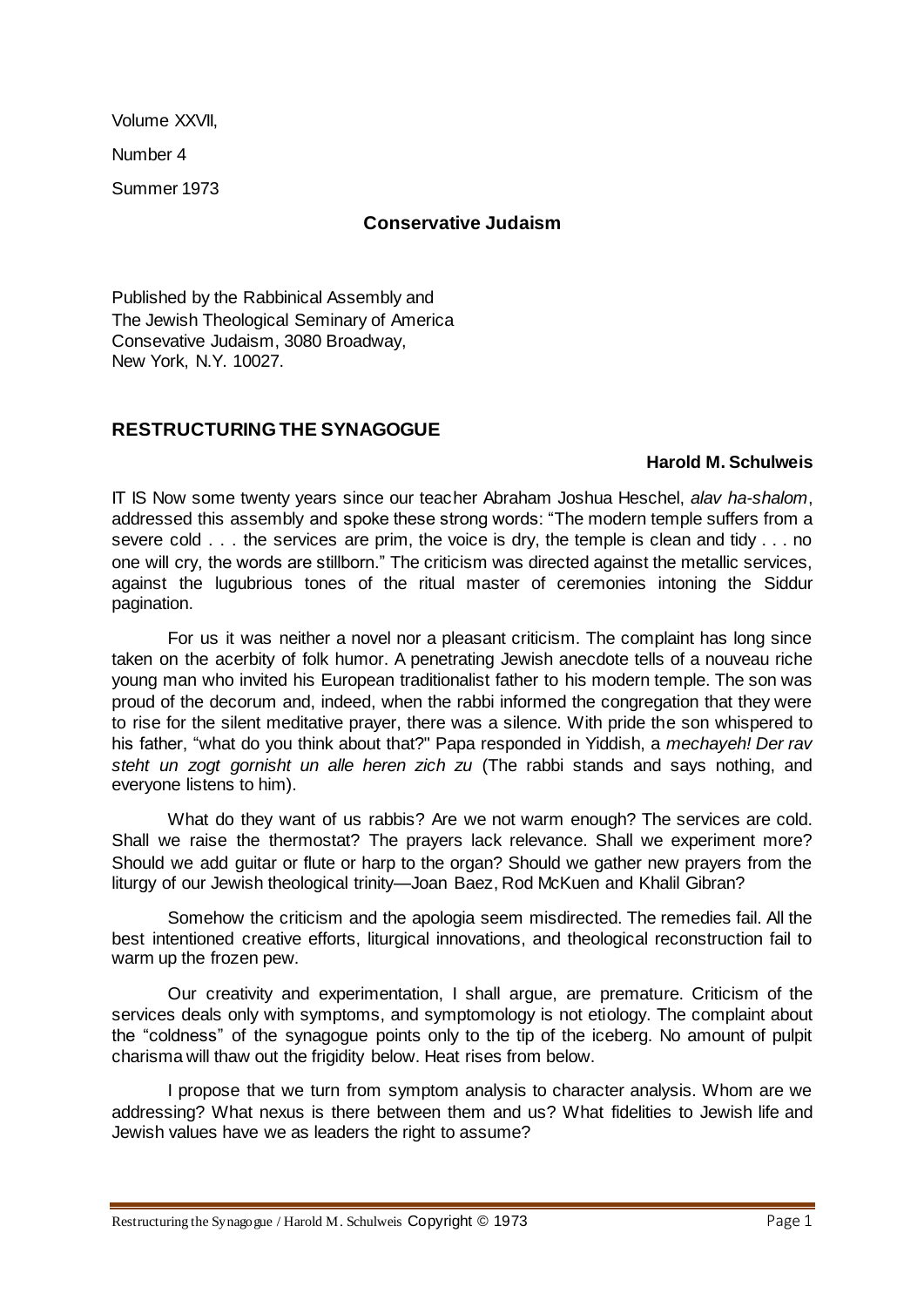Volume XXVII,

Number 4

Summer 1973

**Conservative Judaism**

Published by the Rabbinical Assembly and
The Jewish Theological Seminary of America
Consevative Judaism, 3080 Broadway,
New York, N.Y. 10027.

## RESTRUCTURING THE SYNAGOGUE

**Harold M. Schulweis**

IT IS Now some twenty years since our teacher Abraham Joshua Heschel, *alav ha-shalom*, addressed this assembly and spoke these strong words: "The modern temple suffers from a severe cold . . . the services are prim, the voice is dry, the temple is clean and tidy . . . no one will cry, the words are stillborn." The criticism was directed against the metallic services, against the lugubrious tones of the ritual master of ceremonies intoning the Siddur pagination.

For us it was neither a novel nor a pleasant criticism. The complaint has long since taken on the acerbity of folk humor. A penetrating Jewish anecdote tells of a nouveau riche young man who invited his European traditionalist father to his modern temple. The son was proud of the decorum and, indeed, when the rabbi informed the congregation that they were to rise for the silent meditative prayer, there was a silence. With pride the son whispered to his father, "what do you think about that?" Papa responded in Yiddish, a *mechayeh! Der rav steht un zogt gornisht un alle heren zich zu* (The rabbi stands and says nothing, and everyone listens to him).

What do they want of us rabbis? Are we not warm enough? The services are cold. Shall we raise the thermostat? The prayers lack relevance. Shall we experiment more? Should we add guitar or flute or harp to the organ? Should we gather new prayers from the liturgy of our Jewish theological trinity—Joan Baez, Rod McKuen and Khalil Gibran?

Somehow the criticism and the apologia seem misdirected. The remedies fail. All the best intentioned creative efforts, liturgical innovations, and theological reconstruction fail to warm up the frozen pew.

Our creativity and experimentation, I shall argue, are premature. Criticism of the services deals only with symptoms, and symptomology is not etiology. The complaint about the "coldness" of the synagogue points only to the tip of the iceberg. No amount of pulpit charisma will thaw out the frigidity below. Heat rises from below.

I propose that we turn from symptom analysis to character analysis. Whom are we addressing? What nexus is there between them and us? What fidelities to Jewish life and Jewish values have we as leaders the right to assume?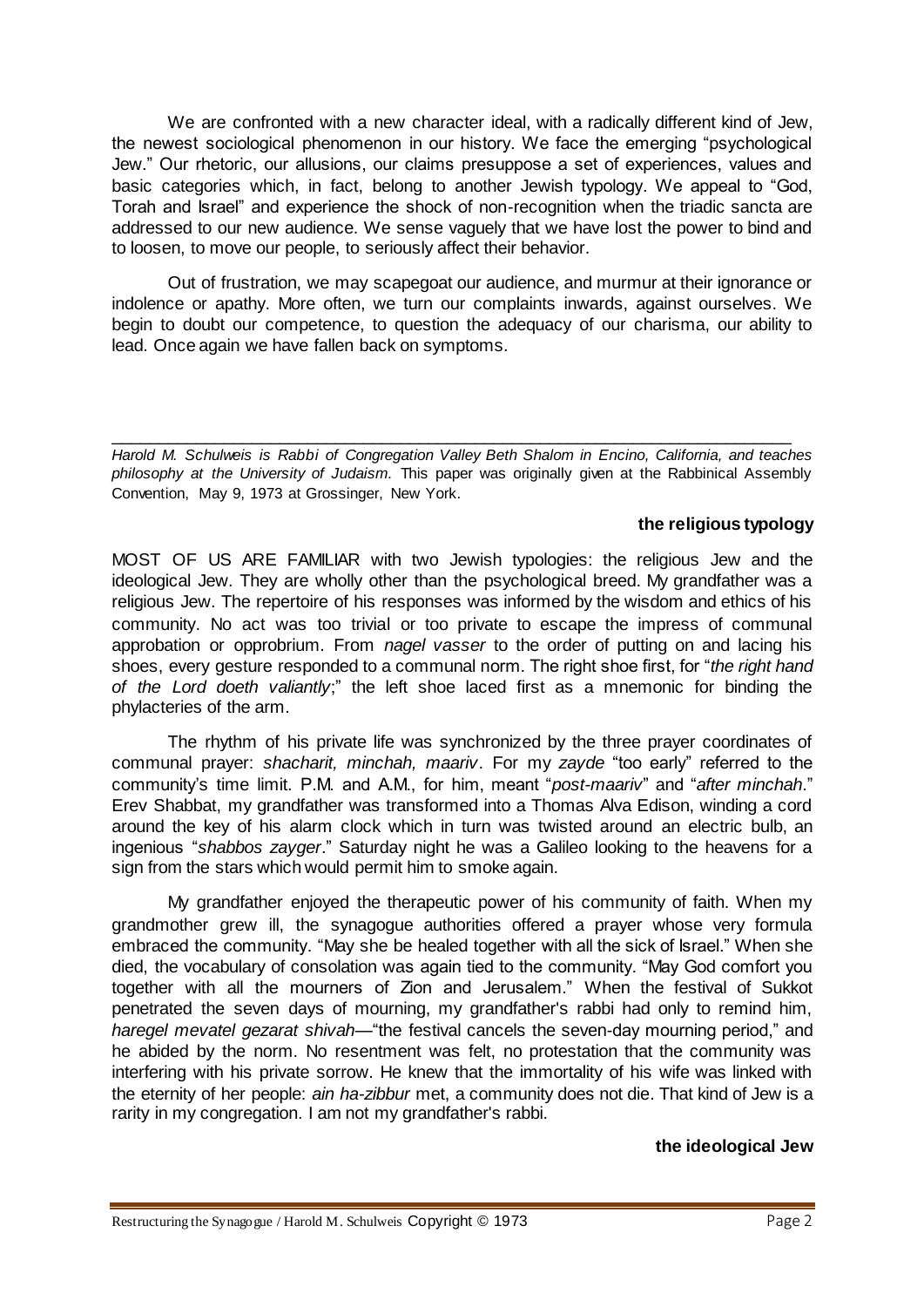We are confronted with a new character ideal, with a radically different kind of Jew, the newest sociological phenomenon in our history. We face the emerging "psychological Jew." Our rhetoric, our allusions, our claims presuppose a set of experiences, values and basic categories which, in fact, belong to another Jewish typology. We appeal to "God, Torah and Israel" and experience the shock of non-recognition when the triadic sancta are addressed to our new audience. We sense vaguely that we have lost the power to bind and to loosen, to move our people, to seriously affect their behavior.

Out of frustration, we may scapegoat our audience, and murmur at their ignorance or indolence or apathy. More often, we turn our complaints inwards, against ourselves. We begin to doubt our competence, to question the adequacy of our charisma, our ability to lead. Once again we have fallen back on symptoms.

---

*Harold M. Schulweis is Rabbi of Congregation Valley Beth Shalom in Encino, California, and teaches philosophy at the University of Judaism.* This paper was originally given at the Rabbinical Assembly Convention, May 9, 1973 at Grossinger, New York.

### the religious typology

MOST OF US ARE FAMILIAR with two Jewish typologies: the religious Jew and the ideological Jew. They are wholly other than the psychological breed. My grandfather was a religious Jew. The repertoire of his responses was informed by the wisdom and ethics of his community. No act was too trivial or too private to escape the impress of communal approbation or opprobrium. From *nagel vasser* to the order of putting on and lacing his shoes, every gesture responded to a communal norm. The right shoe first, for "*the right hand of the Lord doeth valiantly*;" the left shoe laced first as a mnemonic for binding the phylacteries of the arm.

The rhythm of his private life was synchronized by the three prayer coordinates of communal prayer: *shacharit, minchah, maariv*. For my *zayde* "too early" referred to the community's time limit. P.M. and A.M., for him, meant "*post-maariv*" and "*after minchah*." Erev Shabbat, my grandfather was transformed into a Thomas Alva Edison, winding a cord around the key of his alarm clock which in turn was twisted around an electric bulb, an ingenious "*shabbos zayger*." Saturday night he was a Galileo looking to the heavens for a sign from the stars which would permit him to smoke again.

My grandfather enjoyed the therapeutic power of his community of faith. When my grandmother grew ill, the synagogue authorities offered a prayer whose very formula embraced the community. "May she be healed together with all the sick of Israel." When she died, the vocabulary of consolation was again tied to the community. "May God comfort you together with all the mourners of Zion and Jerusalem." When the festival of Sukkot penetrated the seven days of mourning, my grandfather's rabbi had only to remind him, *haregel mevatel gezarat shivah*—"the festival cancels the seven-day mourning period," and he abided by the norm. No resentment was felt, no protestation that the community was interfering with his private sorrow. He knew that the immortality of his wife was linked with the eternity of her people: *ain ha-zibbur* met, a community does not die. That kind of Jew is a rarity in my congregation. I am not my grandfather's rabbi.

### the ideological Jew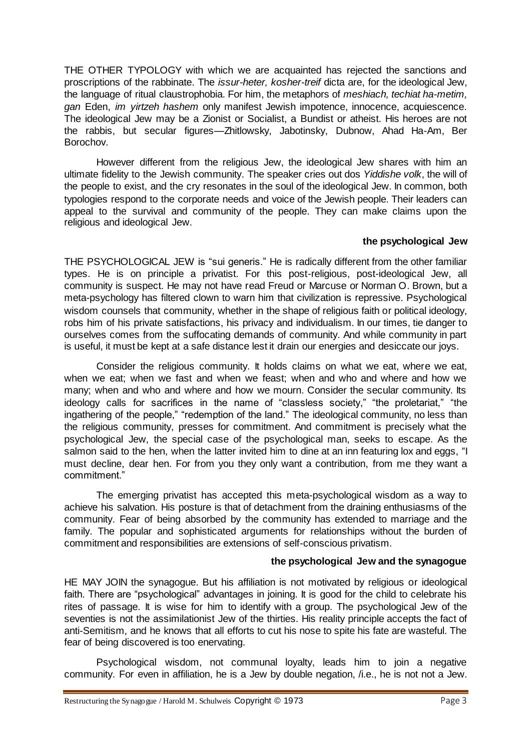THE OTHER TYPOLOGY with which we are acquainted has rejected the sanctions and proscriptions of the rabbinate. The *issur-heter, kosher-treif* dicta are, for the ideological Jew, the language of ritual claustrophobia. For him, the metaphors of *meshiach, techiat ha-metim, gan* Eden, *im yirtzeh hashem* only manifest Jewish impotence, innocence, acquiescence. The ideological Jew may be a Zionist or Socialist, a Bundist or atheist. His heroes are not the rabbis, but secular figures—Zhitlowsky, Jabotinsky, Dubnow, Ahad Ha-Am, Ber Borochov.

However different from the religious Jew, the ideological Jew shares with him an ultimate fidelity to the Jewish community. The speaker cries out dos *Yiddishe volk*, the will of the people to exist, and the cry resonates in the soul of the ideological Jew. In common, both typologies respond to the corporate needs and voice of the Jewish people. Their leaders can appeal to the survival and community of the people. They can make claims upon the religious and ideological Jew.

### the psychological Jew

THE PSYCHOLOGICAL JEW is "sui generis." He is radically different from the other familiar types. He is on principle a privatist. For this post-religious, post-ideological Jew, all community is suspect. He may not have read Freud or Marcuse or Norman O. Brown, but a meta-psychology has filtered clown to warn him that civilization is repressive. Psychological wisdom counsels that community, whether in the shape of religious faith or political ideology, robs him of his private satisfactions, his privacy and individualism. In our times, tie danger to ourselves comes from the suffocating demands of community. And while community in part is useful, it must be kept at a safe distance lest it drain our energies and desiccate our joys.

Consider the religious community. It holds claims on what we eat, where we eat, when we eat; when we fast and when we feast; when and who and where and how we many; when and who and where and how we mourn. Consider the secular community. Its ideology calls for sacrifices in the name of "classless society," "the proletariat," "the ingathering of the people," "redemption of the land." The ideological community, no less than the religious community, presses for commitment. And commitment is precisely what the psychological Jew, the special case of the psychological man, seeks to escape. As the salmon said to the hen, when the latter invited him to dine at an inn featuring lox and eggs, "I must decline, dear hen. For from you they only want a contribution, from me they want a commitment."

The emerging privatist has accepted this meta-psychological wisdom as a way to achieve his salvation. His posture is that of detachment from the draining enthusiasms of the community. Fear of being absorbed by the community has extended to marriage and the family. The popular and sophisticated arguments for relationships without the burden of commitment and responsibilities are extensions of self-conscious privatism.

### the psychological Jew and the synagogue

HE MAY JOIN the synagogue. But his affiliation is not motivated by religious or ideological faith. There are "psychological" advantages in joining. It is good for the child to celebrate his rites of passage. It is wise for him to identify with a group. The psychological Jew of the seventies is not the assimilationist Jew of the thirties. His reality principle accepts the fact of anti-Semitism, and he knows that all efforts to cut his nose to spite his fate are wasteful. The fear of being discovered is too enervating.

Psychological wisdom, not communal loyalty, leads him to join a negative community. For even in affiliation, he is a Jew by double negation, /i.e., he is not not a Jew.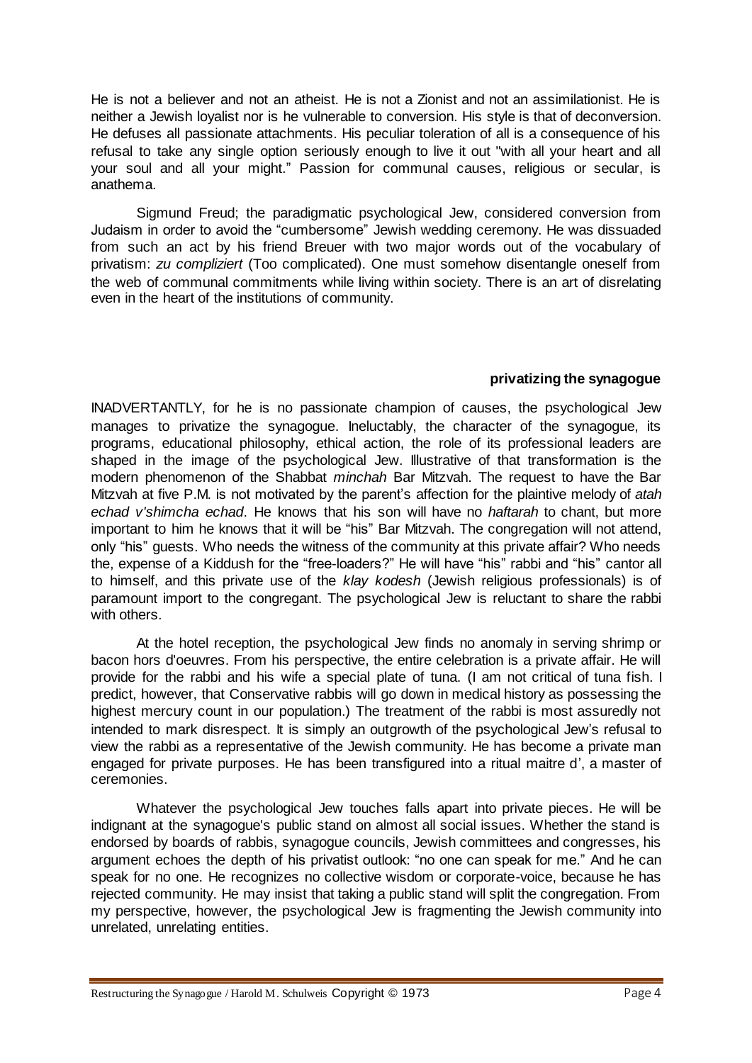He is not a believer and not an atheist. He is not a Zionist and not an assimilationist. He is neither a Jewish loyalist nor is he vulnerable to conversion. His style is that of deconversion. He defuses all passionate attachments. His peculiar toleration of all is a consequence of his refusal to take any single option seriously enough to live it out "with all your heart and all your soul and all your might." Passion for communal causes, religious or secular, is anathema.

Sigmund Freud; the paradigmatic psychological Jew, considered conversion from Judaism in order to avoid the "cumbersome" Jewish wedding ceremony. He was dissuaded from such an act by his friend Breuer with two major words out of the vocabulary of privatism: *zu compliziert* (Too complicated). One must somehow disentangle oneself from the web of communal commitments while living within society. There is an art of disrelating even in the heart of the institutions of community.

### privatizing the synagogue

INADVERTANTLY, for he is no passionate champion of causes, the psychological Jew manages to privatize the synagogue. Ineluctably, the character of the synagogue, its programs, educational philosophy, ethical action, the role of its professional leaders are shaped in the image of the psychological Jew. Illustrative of that transformation is the modern phenomenon of the Shabbat *minchah* Bar Mitzvah. The request to have the Bar Mitzvah at five P.M. is not motivated by the parent's affection for the plaintive melody of *atah echad v'shimcha echad*. He knows that his son will have no *haftarah* to chant, but more important to him he knows that it will be "his" Bar Mitzvah. The congregation will not attend, only "his" guests. Who needs the witness of the community at this private affair? Who needs the, expense of a Kiddush for the "free-loaders?" He will have "his" rabbi and "his" cantor all to himself, and this private use of the *klay kodesh* (Jewish religious professionals) is of paramount import to the congregant. The psychological Jew is reluctant to share the rabbi with others.

At the hotel reception, the psychological Jew finds no anomaly in serving shrimp or bacon hors d'oeuvres. From his perspective, the entire celebration is a private affair. He will provide for the rabbi and his wife a special plate of tuna. (I am not critical of tuna fish. I predict, however, that Conservative rabbis will go down in medical history as possessing the highest mercury count in our population.) The treatment of the rabbi is most assuredly not intended to mark disrespect. It is simply an outgrowth of the psychological Jew's refusal to view the rabbi as a representative of the Jewish community. He has become a private man engaged for private purposes. He has been transfigured into a ritual maitre d', a master of ceremonies.

Whatever the psychological Jew touches falls apart into private pieces. He will be indignant at the synagogue's public stand on almost all social issues. Whether the stand is endorsed by boards of rabbis, synagogue councils, Jewish committees and congresses, his argument echoes the depth of his privatist outlook: "no one can speak for me." And he can speak for no one. He recognizes no collective wisdom or corporate-voice, because he has rejected community. He may insist that taking a public stand will split the congregation. From my perspective, however, the psychological Jew is fragmenting the Jewish community into unrelated, unrelating entities.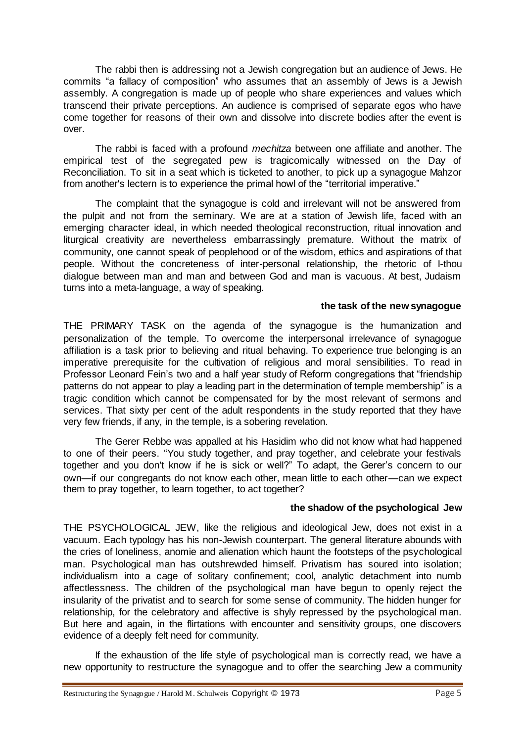The rabbi then is addressing not a Jewish congregation but an audience of Jews. He commits "a fallacy of composition" who assumes that an assembly of Jews is a Jewish assembly. A congregation is made up of people who share experiences and values which transcend their private perceptions. An audience is comprised of separate egos who have come together for reasons of their own and dissolve into discrete bodies after the event is over.

The rabbi is faced with a profound *mechitza* between one affiliate and another. The empirical test of the segregated pew is tragicomically witnessed on the Day of Reconciliation. To sit in a seat which is ticketed to another, to pick up a synagogue Mahzor from another's lectern is to experience the primal howl of the "territorial imperative."

The complaint that the synagogue is cold and irrelevant will not be answered from the pulpit and not from the seminary. We are at a station of Jewish life, faced with an emerging character ideal, in which needed theological reconstruction, ritual innovation and liturgical creativity are nevertheless embarrassingly premature. Without the matrix of community, one cannot speak of peoplehood or of the wisdom, ethics and aspirations of that people. Without the concreteness of inter-personal relationship, the rhetoric of I-thou dialogue between man and man and between God and man is vacuous. At best, Judaism turns into a meta-language, a way of speaking.

### the task of the new synagogue

THE PRIMARY TASK on the agenda of the synagogue is the humanization and personalization of the temple. To overcome the interpersonal irrelevance of synagogue affiliation is a task prior to believing and ritual behaving. To experience true belonging is an imperative prerequisite for the cultivation of religious and moral sensibilities. To read in Professor Leonard Fein's two and a half year study of Reform congregations that "friendship patterns do not appear to play a leading part in the determination of temple membership" is a tragic condition which cannot be compensated for by the most relevant of sermons and services. That sixty per cent of the adult respondents in the study reported that they have very few friends, if any, in the temple, is a sobering revelation.

The Gerer Rebbe was appalled at his Hasidim who did not know what had happened to one of their peers. "You study together, and pray together, and celebrate your festivals together and you don't know if he is sick or well?" To adapt, the Gerer's concern to our own—if our congregants do not know each other, mean little to each other—can we expect them to pray together, to learn together, to act together?

### the shadow of the psychological Jew

THE PSYCHOLOGICAL JEW, like the religious and ideological Jew, does not exist in a vacuum. Each typology has his non-Jewish counterpart. The general literature abounds with the cries of loneliness, anomie and alienation which haunt the footsteps of the psychological man. Psychological man has outshrewded himself. Privatism has soured into isolation; individualism into a cage of solitary confinement; cool, analytic detachment into numb affectlessness. The children of the psychological man have begun to openly reject the insularity of the privatist and to search for some sense of community. The hidden hunger for relationship, for the celebratory and affective is shyly repressed by the psychological man. But here and again, in the flirtations with encounter and sensitivity groups, one discovers evidence of a deeply felt need for community.

If the exhaustion of the life style of psychological man is correctly read, we have a new opportunity to restructure the synagogue and to offer the searching Jew a community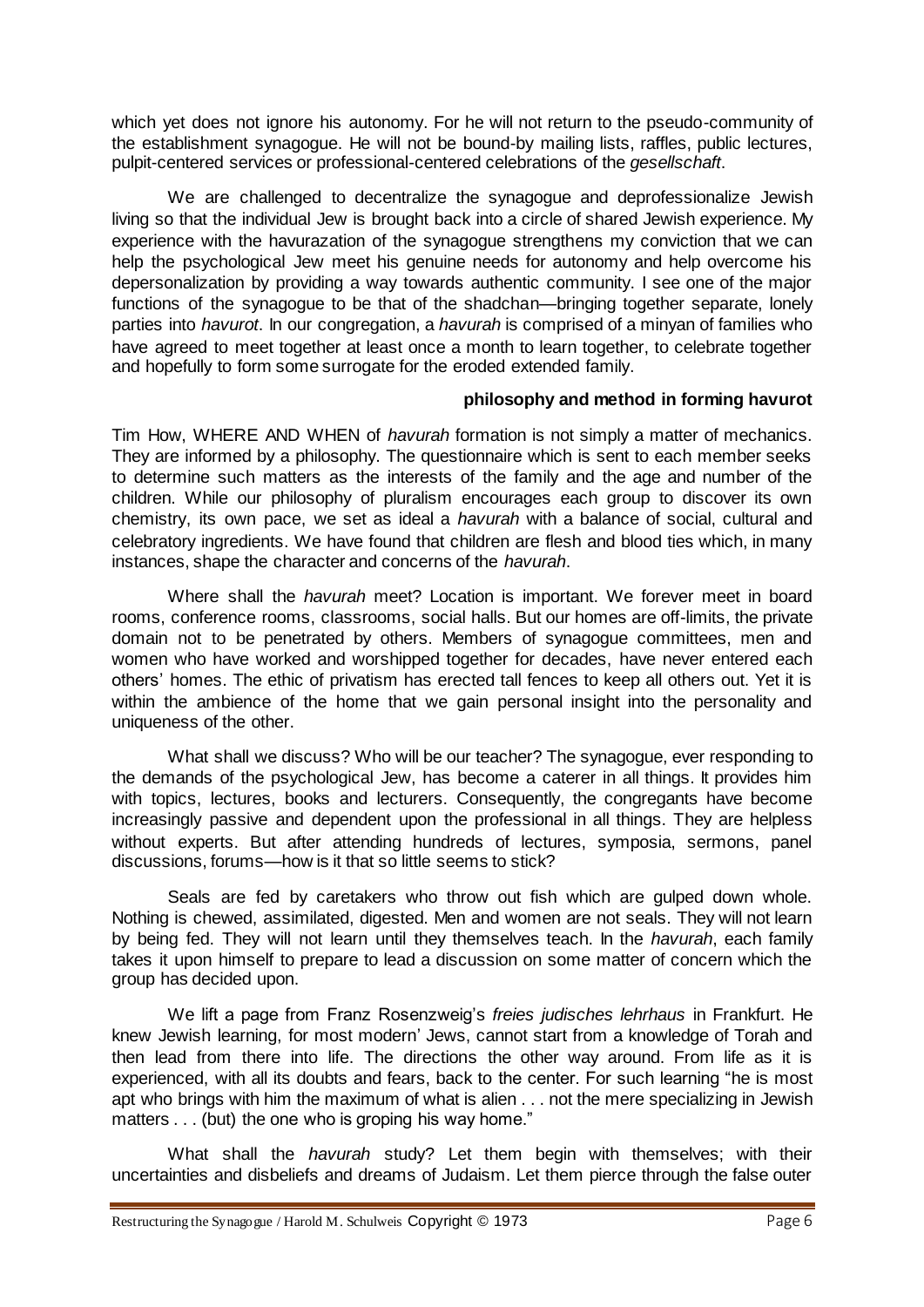which yet does not ignore his autonomy. For he will not return to the pseudo-community of the establishment synagogue. He will not be bound-by mailing lists, raffles, public lectures, pulpit-centered services or professional-centered celebrations of the *gesellschaft*.

We are challenged to decentralize the synagogue and deprofessionalize Jewish living so that the individual Jew is brought back into a circle of shared Jewish experience. My experience with the havurazation of the synagogue strengthens my conviction that we can help the psychological Jew meet his genuine needs for autonomy and help overcome his depersonalization by providing a way towards authentic community. I see one of the major functions of the synagogue to be that of the shadchan—bringing together separate, lonely parties into *havurot*. In our congregation, a *havurah* is comprised of a minyan of families who have agreed to meet together at least once a month to learn together, to celebrate together and hopefully to form some surrogate for the eroded extended family.

**philosophy and method in forming havurot**

Tim How, WHERE AND WHEN of *havurah* formation is not simply a matter of mechanics. They are informed by a philosophy. The questionnaire which is sent to each member seeks to determine such matters as the interests of the family and the age and number of the children. While our philosophy of pluralism encourages each group to discover its own chemistry, its own pace, we set as ideal a *havurah* with a balance of social, cultural and celebratory ingredients. We have found that children are flesh and blood ties which, in many instances, shape the character and concerns of the *havurah*.

Where shall the *havurah* meet? Location is important. We forever meet in board rooms, conference rooms, classrooms, social halls. But our homes are off-limits, the private domain not to be penetrated by others. Members of synagogue committees, men and women who have worked and worshipped together for decades, have never entered each others' homes. The ethic of privatism has erected tall fences to keep all others out. Yet it is within the ambience of the home that we gain personal insight into the personality and uniqueness of the other.

What shall we discuss? Who will be our teacher? The synagogue, ever responding to the demands of the psychological Jew, has become a caterer in all things. It provides him with topics, lectures, books and lecturers. Consequently, the congregants have become increasingly passive and dependent upon the professional in all things. They are helpless without experts. But after attending hundreds of lectures, symposia, sermons, panel discussions, forums—how is it that so little seems to stick?

Seals are fed by caretakers who throw out fish which are gulped down whole. Nothing is chewed, assimilated, digested. Men and women are not seals. They will not learn by being fed. They will not learn until they themselves teach. In the *havurah*, each family takes it upon himself to prepare to lead a discussion on some matter of concern which the group has decided upon.

We lift a page from Franz Rosenzweig's *freies judisches lehrhaus* in Frankfurt. He knew Jewish learning, for most modern' Jews, cannot start from a knowledge of Torah and then lead from there into life. The directions the other way around. From life as it is experienced, with all its doubts and fears, back to the center. For such learning "he is most apt who brings with him the maximum of what is alien . . . not the mere specializing in Jewish matters . . . (but) the one who is groping his way home."

What shall the *havurah* study? Let them begin with themselves; with their uncertainties and disbeliefs and dreams of Judaism. Let them pierce through the false outer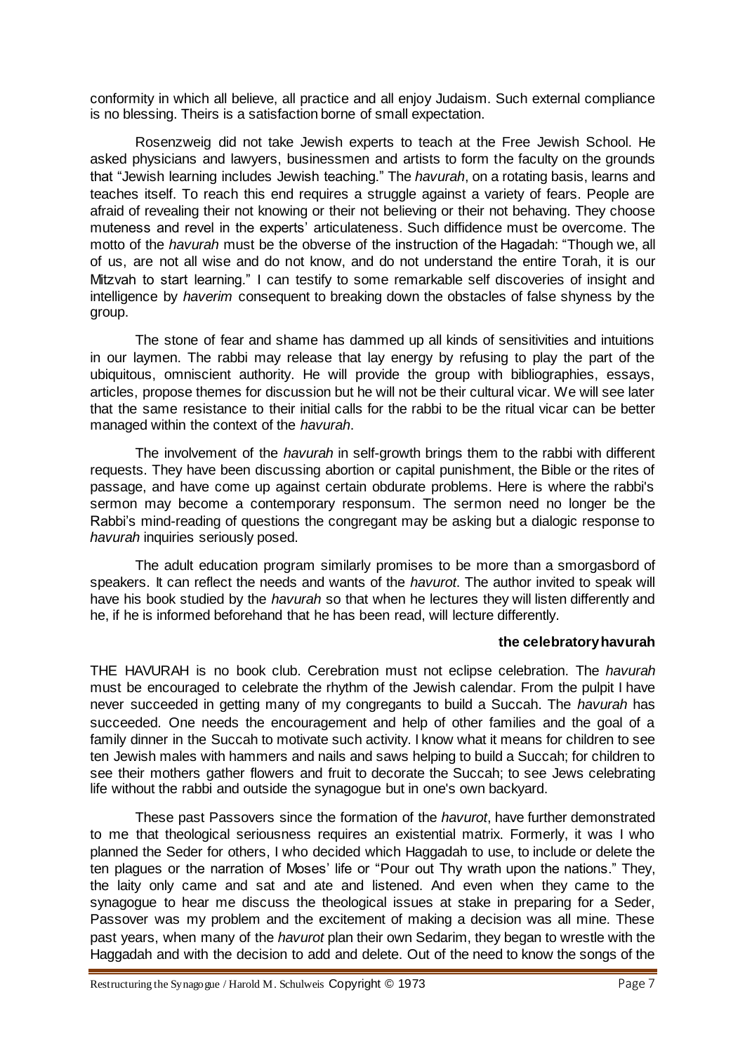conformity in which all believe, all practice and all enjoy Judaism. Such external compliance is no blessing. Theirs is a satisfaction borne of small expectation.

Rosenzweig did not take Jewish experts to teach at the Free Jewish School. He asked physicians and lawyers, businessmen and artists to form the faculty on the grounds that "Jewish learning includes Jewish teaching." The *havurah*, on a rotating basis, learns and teaches itself. To reach this end requires a struggle against a variety of fears. People are afraid of revealing their not knowing or their not believing or their not behaving. They choose muteness and revel in the experts' articulateness. Such diffidence must be overcome. The motto of the *havurah* must be the obverse of the instruction of the Hagadah: "Though we, all of us, are not all wise and do not know, and do not understand the entire Torah, it is our Mitzvah to start learning." I can testify to some remarkable self discoveries of insight and intelligence by *haverim* consequent to breaking down the obstacles of false shyness by the group.

The stone of fear and shame has dammed up all kinds of sensitivities and intuitions in our laymen. The rabbi may release that lay energy by refusing to play the part of the ubiquitous, omniscient authority. He will provide the group with bibliographies, essays, articles, propose themes for discussion but he will not be their cultural vicar. We will see later that the same resistance to their initial calls for the rabbi to be the ritual vicar can be better managed within the context of the *havurah*.

The involvement of the *havurah* in self-growth brings them to the rabbi with different requests. They have been discussing abortion or capital punishment, the Bible or the rites of passage, and have come up against certain obdurate problems. Here is where the rabbi's sermon may become a contemporary responsum. The sermon need no longer be the Rabbi's mind-reading of questions the congregant may be asking but a dialogic response to *havurah* inquiries seriously posed.

The adult education program similarly promises to be more than a smorgasbord of speakers. It can reflect the needs and wants of the *havurot*. The author invited to speak will have his book studied by the *havurah* so that when he lectures they will listen differently and he, if he is informed beforehand that he has been read, will lecture differently.

**the celebratory havurah**

THE HAVURAH is no book club. Cerebration must not eclipse celebration. The *havurah* must be encouraged to celebrate the rhythm of the Jewish calendar. From the pulpit I have never succeeded in getting many of my congregants to build a Succah. The *havurah* has succeeded. One needs the encouragement and help of other families and the goal of a family dinner in the Succah to motivate such activity. I know what it means for children to see ten Jewish males with hammers and nails and saws helping to build a Succah; for children to see their mothers gather flowers and fruit to decorate the Succah; to see Jews celebrating life without the rabbi and outside the synagogue but in one's own backyard.

These past Passovers since the formation of the *havurot*, have further demonstrated to me that theological seriousness requires an existential matrix. Formerly, it was I who planned the Seder for others, I who decided which Haggadah to use, to include or delete the ten plagues or the narration of Moses' life or "Pour out Thy wrath upon the nations." They, the laity only came and sat and ate and listened. And even when they came to the synagogue to hear me discuss the theological issues at stake in preparing for a Seder, Passover was my problem and the excitement of making a decision was all mine. These past years, when many of the *havurot* plan their own Sedarim, they began to wrestle with the Haggadah and with the decision to add and delete. Out of the need to know the songs of the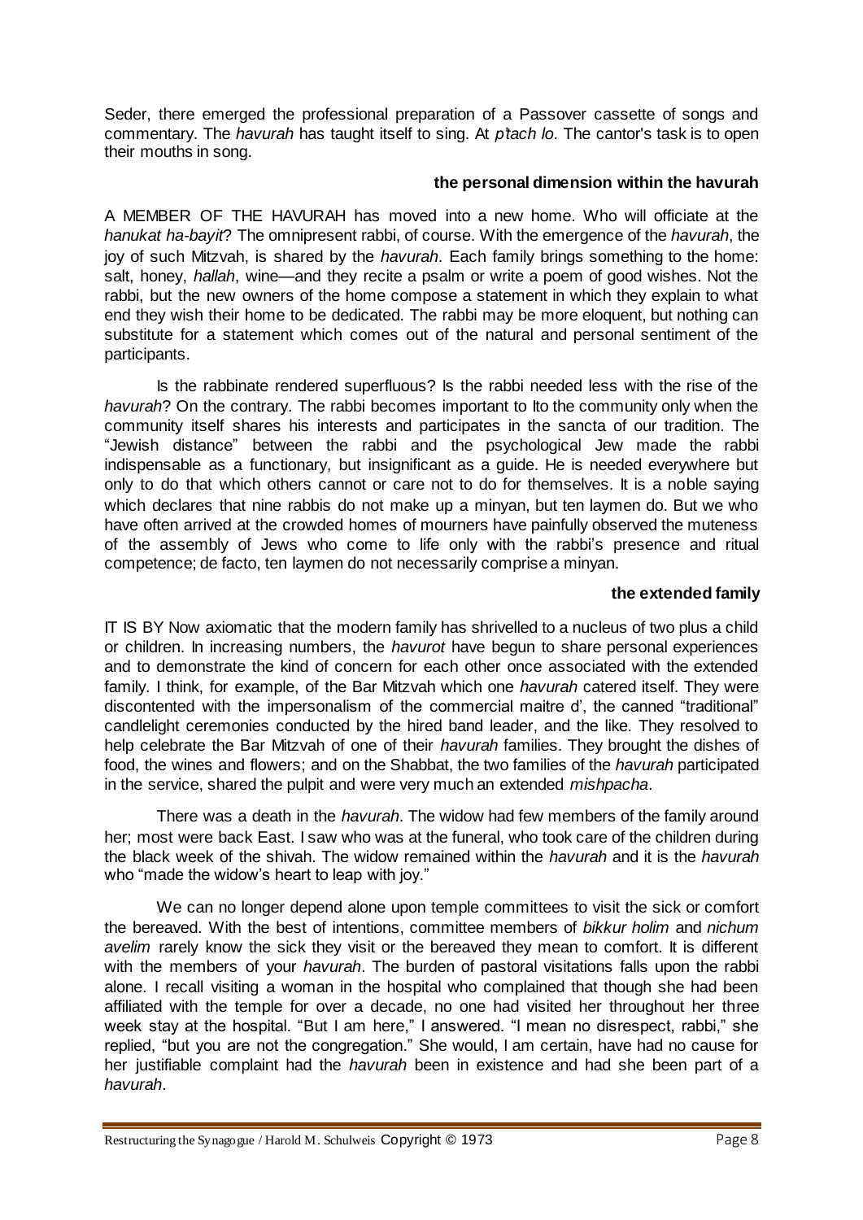Seder, there emerged the professional preparation of a Passover cassette of songs and commentary. The *havurah* has taught itself to sing. At *p'tach lo*. The cantor's task is to open their mouths in song.

**the personal dimension within the havurah**

A MEMBER OF THE HAVURAH has moved into a new home. Who will officiate at the *hanukat ha-bayit*? The omnipresent rabbi, of course. With the emergence of the *havurah*, the joy of such Mitzvah, is shared by the *havurah*. Each family brings something to the home: salt, honey, *hallah*, wine—and they recite a psalm or write a poem of good wishes. Not the rabbi, but the new owners of the home compose a statement in which they explain to what end they wish their home to be dedicated. The rabbi may be more eloquent, but nothing can substitute for a statement which comes out of the natural and personal sentiment of the participants.

Is the rabbinate rendered superfluous? Is the rabbi needed less with the rise of the *havurah*? On the contrary. The rabbi becomes important to Ito the community only when the community itself shares his interests and participates in the sancta of our tradition. The "Jewish distance" between the rabbi and the psychological Jew made the rabbi indispensable as a functionary, but insignificant as a guide. He is needed everywhere but only to do that which others cannot or care not to do for themselves. It is a noble saying which declares that nine rabbis do not make up a minyan, but ten laymen do. But we who have often arrived at the crowded homes of mourners have painfully observed the muteness of the assembly of Jews who come to life only with the rabbi's presence and ritual competence; de facto, ten laymen do not necessarily comprise a minyan.

**the extended family**

IT IS BY Now axiomatic that the modern family has shrivelled to a nucleus of two plus a child or children. In increasing numbers, the *havurot* have begun to share personal experiences and to demonstrate the kind of concern for each other once associated with the extended family. I think, for example, of the Bar Mitzvah which one *havurah* catered itself. They were discontented with the impersonalism of the commercial maitre d', the canned "traditional" candlelight ceremonies conducted by the hired band leader, and the like. They resolved to help celebrate the Bar Mitzvah of one of their *havurah* families. They brought the dishes of food, the wines and flowers; and on the Shabbat, the two families of the *havurah* participated in the service, shared the pulpit and were very much an extended *mishpacha*.

There was a death in the *havurah*. The widow had few members of the family around her; most were back East. I saw who was at the funeral, who took care of the children during the black week of the shivah. The widow remained within the *havurah* and it is the *havurah* who "made the widow's heart to leap with joy."

We can no longer depend alone upon temple committees to visit the sick or comfort the bereaved. With the best of intentions, committee members of *bikkur holim* and *nichum avelim* rarely know the sick they visit or the bereaved they mean to comfort. It is different with the members of your *havurah*. The burden of pastoral visitations falls upon the rabbi alone. I recall visiting a woman in the hospital who complained that though she had been affiliated with the temple for over a decade, no one had visited her throughout her three week stay at the hospital. "But I am here," I answered. "I mean no disrespect, rabbi," she replied, "but you are not the congregation." She would, I am certain, have had no cause for her justifiable complaint had the *havurah* been in existence and had she been part of a *havurah*.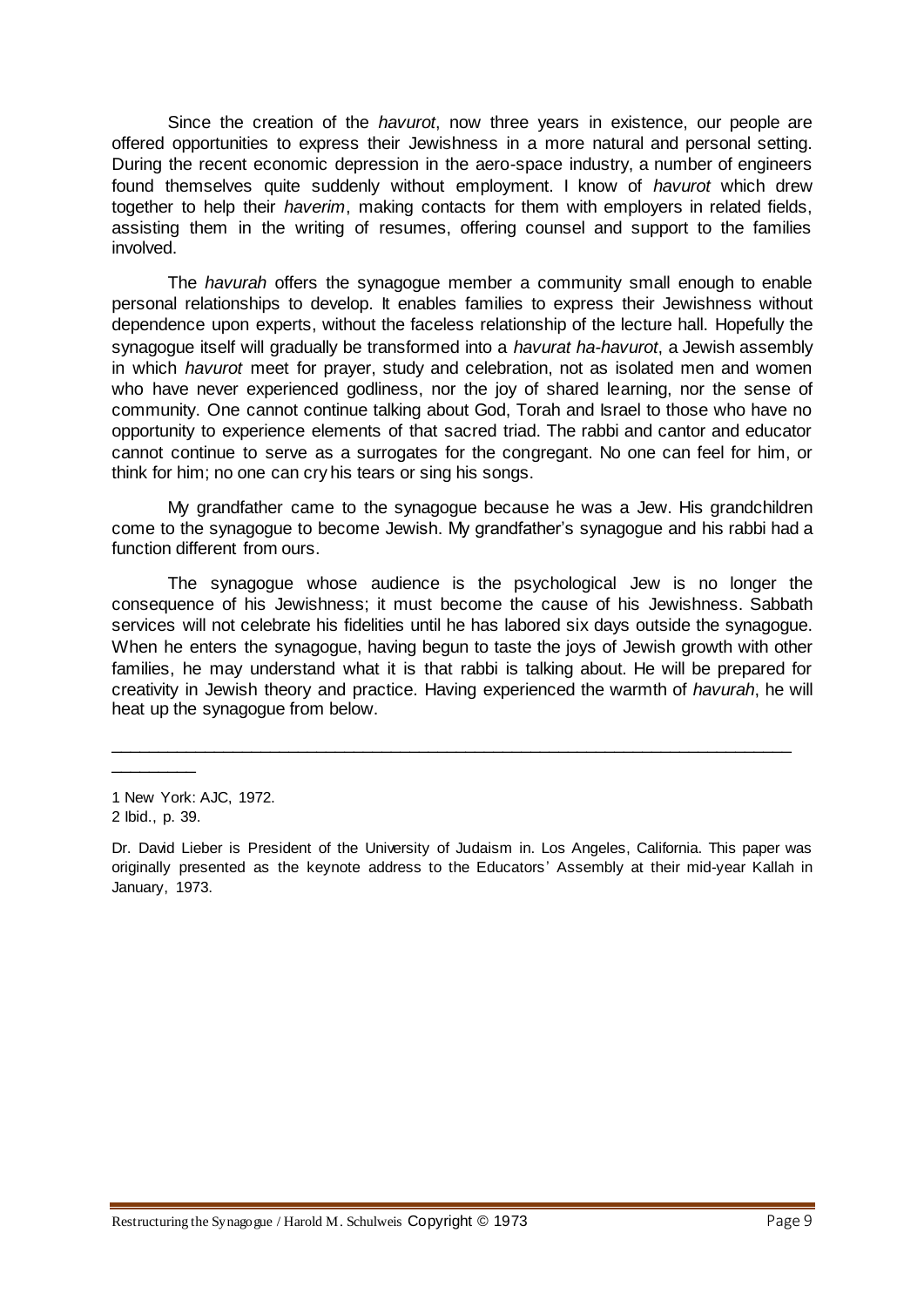Since the creation of the *havurot*, now three years in existence, our people are offered opportunities to express their Jewishness in a more natural and personal setting. During the recent economic depression in the aero-space industry, a number of engineers found themselves quite suddenly without employment. I know of *havurot* which drew together to help their *haverim*, making contacts for them with employers in related fields, assisting them in the writing of resumes, offering counsel and support to the families involved.

The *havurah* offers the synagogue member a community small enough to enable personal relationships to develop. It enables families to express their Jewishness without dependence upon experts, without the faceless relationship of the lecture hall. Hopefully the synagogue itself will gradually be transformed into a *havurat ha-havurot*, a Jewish assembly in which *havurot* meet for prayer, study and celebration, not as isolated men and women who have never experienced godliness, nor the joy of shared learning, nor the sense of community. One cannot continue talking about God, Torah and Israel to those who have no opportunity to experience elements of that sacred triad. The rabbi and cantor and educator cannot continue to serve as a surrogates for the congregant. No one can feel for him, or think for him; no one can cry his tears or sing his songs.

My grandfather came to the synagogue because he was a Jew. His grandchildren come to the synagogue to become Jewish. My grandfather's synagogue and his rabbi had a function different from ours.

The synagogue whose audience is the psychological Jew is no longer the consequence of his Jewishness; it must become the cause of his Jewishness. Sabbath services will not celebrate his fidelities until he has labored six days outside the synagogue. When he enters the synagogue, having begun to taste the joys of Jewish growth with other families, he may understand what it is that rabbi is talking about. He will be prepared for creativity in Jewish theory and practice. Having experienced the warmth of *havurah*, he will heat up the synagogue from below.

---

1 New York: AJC, 1972.
2 Ibid., p. 39.

Dr. David Lieber is President of the University of Judaism in. Los Angeles, California. This paper was originally presented as the keynote address to the Educators' Assembly at their mid-year Kallah in January, 1973.